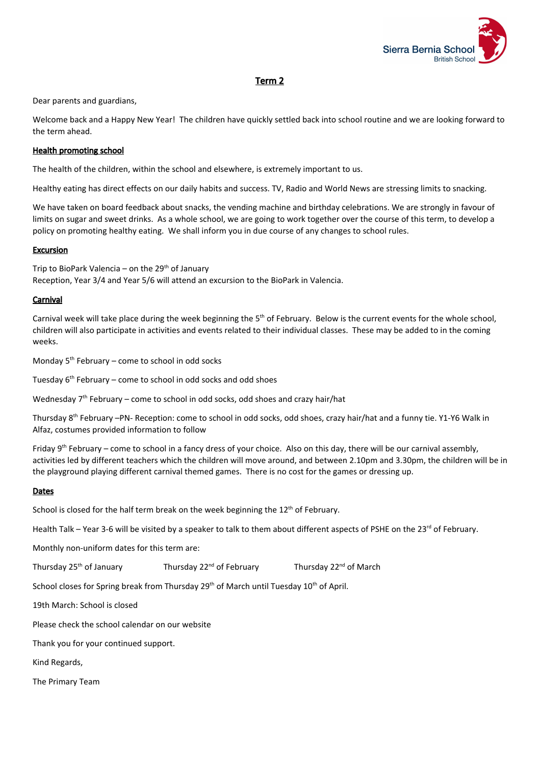Sierra Bernia School
British School

# Term 2

Dear parents and guardians,

Welcome back and a Happy New Year! The children have quickly settled back into school routine and we are looking forward to the term ahead.

**Health promoting school**

The health of the children, within the school and elsewhere, is extremely important to us.

Healthy eating has direct effects on our daily habits and success. TV, Radio and World News are stressing limits to snacking.

We have taken on board feedback about snacks, the vending machine and birthday celebrations. We are strongly in favour of limits on sugar and sweet drinks. As a whole school, we are going to work together over the course of this term, to develop a policy on promoting healthy eating. We shall inform you in due course of any changes to school rules.

**Excursion**

Trip to BioPark Valencia – on the 29th of January
Reception, Year 3/4 and Year 5/6 will attend an excursion to the BioPark in Valencia.

**Carnival**

Carnival week will take place during the week beginning the 5th of February. Below is the current events for the whole school, children will also participate in activities and events related to their individual classes. These may be added to in the coming weeks.

Monday 5th February – come to school in odd socks

Tuesday 6th February – come to school in odd socks and odd shoes

Wednesday 7th February – come to school in odd socks, odd shoes and crazy hair/hat

Thursday 8th February –PN- Reception: come to school in odd socks, odd shoes, crazy hair/hat and a funny tie. Y1-Y6 Walk in Alfaz, costumes provided information to follow

Friday 9th February – come to school in a fancy dress of your choice. Also on this day, there will be our carnival assembly, activities led by different teachers which the children will move around, and between 2.10pm and 3.30pm, the children will be in the playground playing different carnival themed games. There is no cost for the games or dressing up.

**Dates**

School is closed for the half term break on the week beginning the 12th of February.

Health Talk – Year 3-6 will be visited by a speaker to talk to them about different aspects of PSHE on the 23rd of February.

Monthly non-uniform dates for this term are:

Thursday 25th of January    Thursday 22nd of February    Thursday 22nd of March

School closes for Spring break from Thursday 29th of March until Tuesday 10th of April.

19th March: School is closed

Please check the school calendar on our website

Thank you for your continued support.

Kind Regards,

The Primary Team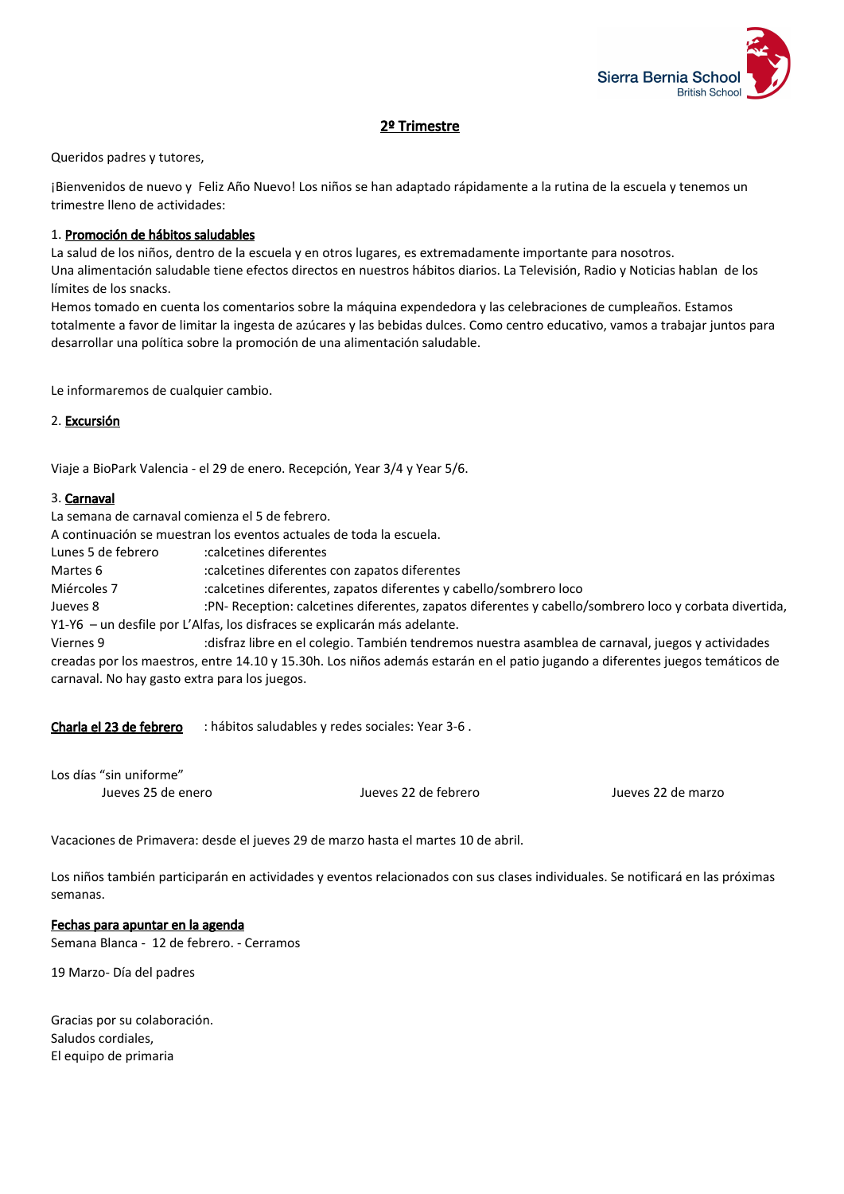## 2º Trimestre

Queridos padres y tutores,

¡Bienvenidos de nuevo y Feliz Año Nuevo! Los niños se han adaptado rápidamente a la rutina de la escuela y tenemos un trimestre lleno de actividades:

1. **Promoción de hábitos saludables**

La salud de los niños, dentro de la escuela y en otros lugares, es extremadamente importante para nosotros.
Una alimentación saludable tiene efectos directos en nuestros hábitos diarios. La Televisión, Radio y Noticias hablan de los límites de los snacks.
Hemos tomado en cuenta los comentarios sobre la máquina expendedora y las celebraciones de cumpleaños. Estamos totalmente a favor de limitar la ingesta de azúcares y las bebidas dulces. Como centro educativo, vamos a trabajar juntos para desarrollar una política sobre la promoción de una alimentación saludable.

Le informaremos de cualquier cambio.

2. **Excursión**

Viaje a BioPark Valencia - el 29 de enero. Recepción, Year 3/4 y Year 5/6.

3. **Carnaval**

La semana de carnaval comienza el 5 de febrero.
A continuación se muestran los eventos actuales de toda la escuela.

Lunes 5 de febrero :calcetines diferentes
Martes 6 :calcetines diferentes con zapatos diferentes
Miércoles 7 :calcetines diferentes, zapatos diferentes y cabello/sombrero loco
Jueves 8 :PN- Reception: calcetines diferentes, zapatos diferentes y cabello/sombrero loco y corbata divertida, Y1-Y6 – un desfile por L'Alfas, los disfraces se explicarán más adelante.
Viernes 9 :disfraz libre en el colegio. También tendremos nuestra asamblea de carnaval, juegos y actividades creadas por los maestros, entre 14.10 y 15.30h. Los niños además estarán en el patio jugando a diferentes juegos temáticos de carnaval. No hay gasto extra para los juegos.

**Charla el 23 de febrero** : hábitos saludables y redes sociales: Year 3-6 .

Los días "sin uniforme"
Jueves 25 de enero Jueves 22 de febrero Jueves 22 de marzo

Vacaciones de Primavera: desde el jueves 29 de marzo hasta el martes 10 de abril.

Los niños también participarán en actividades y eventos relacionados con sus clases individuales. Se notificará en las próximas semanas.

**Fechas para apuntar en la agenda**

Semana Blanca - 12 de febrero. - Cerramos

19 Marzo- Día del padres

Gracias por su colaboración.
Saludos cordiales,
El equipo de primaria